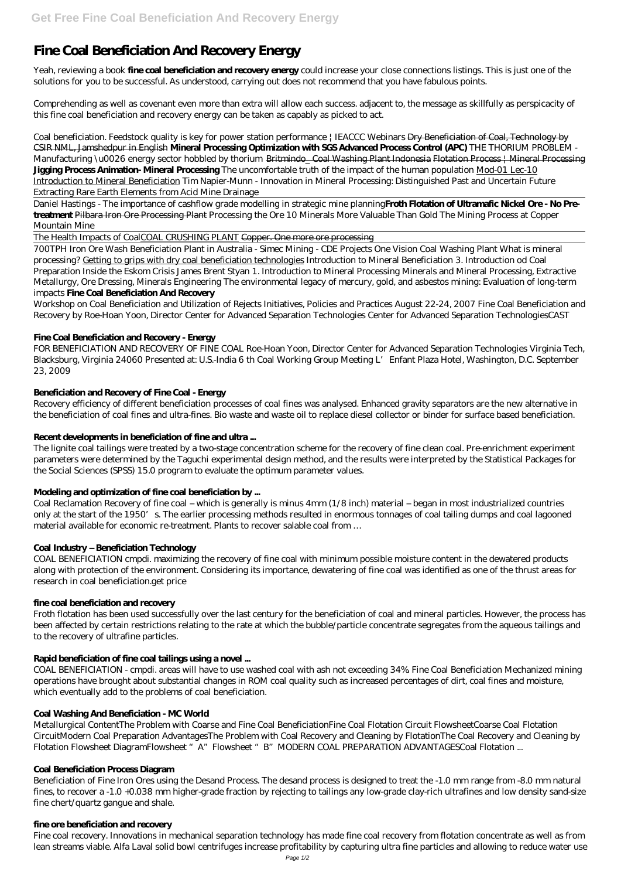# Fine Coal Beneficiation And Recovery Energy

Yeah, reviewing a book **fine coal beneficiation and recovery energy** could increase your close connections listings. This is just one of the solutions for you to be successful. As understood, carrying out does not recommend that you have fabulous points.

Comprehending as well as covenant even more than extra will allow each success. adjacent to, the message as skillfully as perspicacity of this fine coal beneficiation and recovery energy can be taken as capably as picked to act.

*Coal beneficiation. Feedstock quality is key for power station performance | IEACCC Webinars* ~~Dry Beneficiation of Coal, Technology by CSIR NML, Jamshedpur in English~~ **Mineral Processing Optimization with SGS Advanced Process Control (APC)** *THE THORIUM PROBLEM - Manufacturing \u0026 energy sector hobbled by thorium* ~~Britmindo_ Coal Washing Plant Indonesia~~ ~~Flotation Process | Mineral Processing~~ **Jigging Process Animation- Mineral Processing** *The uncomfortable truth of the impact of the human population* Mod-01 Lec-10 Introduction to Mineral Beneficiation *Tim Napier-Munn - Innovation in Mineral Processing: Distinguished Past and Uncertain Future Extracting Rare Earth Elements from Acid Mine Drainage*

Daniel Hastings - The importance of cashflow grade modelling in strategic mine planning**Froth Flotation of Ultramafic Nickel Ore - No Pre-treatment** Pilbara Iron Ore Processing Plant *Processing the Ore 10 Minerals More Valuable Than Gold The Mining Process at Copper Mountain Mine*

The Health Impacts of CoalCOAL CRUSHING PLANT ~~Copper. One more ore processing~~

700TPH Iron Ore Wash Beneficiation Plant in Australia - Simec Mining - CDE Projects *One Vision Coal Washing Plant What is mineral processing?* Getting to grips with dry coal beneficiation technologies *Introduction to Mineral Beneficiation 3. Introduction od Coal Preparation Inside the Eskom Crisis James Brent Styan 1. Introduction to Mineral Processing Minerals and Mineral Processing, Extractive Metallurgy, Ore Dressing, Minerals Engineering The environmental legacy of mercury, gold, and asbestos mining: Evaluation of long-term impacts* **Fine Coal Beneficiation And Recovery**

Workshop on Coal Beneficiation and Utilization of Rejects Initiatives, Policies and Practices August 22-24, 2007 Fine Coal Beneficiation and Recovery by Roe-Hoan Yoon, Director Center for Advanced Separation Technologies Center for Advanced Separation TechnologiesCAST

### Fine Coal Beneficiation and Recovery - Energy

FOR BENEFICIATION AND RECOVERY OF FINE COAL Roe-Hoan Yoon, Director Center for Advanced Separation Technologies Virginia Tech, Blacksburg, Virginia 24060 Presented at: U.S.-India 6 th Coal Working Group Meeting L' Enfant Plaza Hotel, Washington, D.C. September 23, 2009

### Beneficiation and Recovery of Fine Coal - Energy

Recovery efficiency of different beneficiation processes of coal fines was analysed. Enhanced gravity separators are the new alternative in the beneficiation of coal fines and ultra-fines. Bio waste and waste oil to replace diesel collector or binder for surface based beneficiation.

### Recent developments in beneficiation of fine and ultra ...

The lignite coal tailings were treated by a two-stage concentration scheme for the recovery of fine clean coal. Pre-enrichment experiment parameters were determined by the Taguchi experimental design method, and the results were interpreted by the Statistical Packages for the Social Sciences (SPSS) 15.0 program to evaluate the optimum parameter values.

### Modeling and optimization of fine coal beneficiation by ...

Coal Reclamation Recovery of fine coal – which is generally is minus 4mm (1/8 inch) material – began in most industrialized countries only at the start of the 1950's. The earlier processing methods resulted in enormous tonnages of coal tailing dumps and coal lagooned material available for economic re-treatment. Plants to recover salable coal from …

### Coal Industry – Beneficiation Technology

COAL BENEFICIATION cmpdi. maximizing the recovery of fine coal with minimum possible moisture content in the dewatered products along with protection of the environment. Considering its importance, dewatering of fine coal was identified as one of the thrust areas for research in coal beneficiation.get price

### fine coal beneficiation and recovery

Froth flotation has been used successfully over the last century for the beneficiation of coal and mineral particles. However, the process has been affected by certain restrictions relating to the rate at which the bubble/particle concentrate segregates from the aqueous tailings and to the recovery of ultrafine particles.

### Rapid beneficiation of fine coal tailings using a novel ...

COAL BENEFICIATION - cmpdi. areas will have to use washed coal with ash not exceeding 34%. Fine Coal Beneficiation Mechanized mining operations have brought about substantial changes in ROM coal quality such as increased percentages of dirt, coal fines and moisture, which eventually add to the problems of coal beneficiation.

### Coal Washing And Beneficiation - MC World

Metallurgical ContentThe Problem with Coarse and Fine Coal BeneficiationFine Coal Flotation Circuit FlowsheetCoarse Coal Flotation CircuitModern Coal Preparation AdvantagesThe Problem with Coal Recovery and Cleaning by FlotationThe Coal Recovery and Cleaning by Flotation Flowsheet DiagramFlowsheet "A" Flowsheet "B" MODERN COAL PREPARATION ADVANTAGESCoal Flotation ...

### Coal Beneficiation Process Diagram

Beneficiation of Fine Iron Ores using the Desand Process. The desand process is designed to treat the -1.0 mm range from -8.0 mm natural fines, to recover a -1.0 +0.038 mm higher-grade fraction by rejecting to tailings any low-grade clay-rich ultrafines and low density sand-size fine chert/quartz gangue and shale.

### fine ore beneficiation and recovery

Fine coal recovery. Innovations in mechanical separation technology has made fine coal recovery from flotation concentrate as well as from lean streams viable. Alfa Laval solid bowl centrifuges increase profitability by capturing ultra fine particles and allowing to reduce water use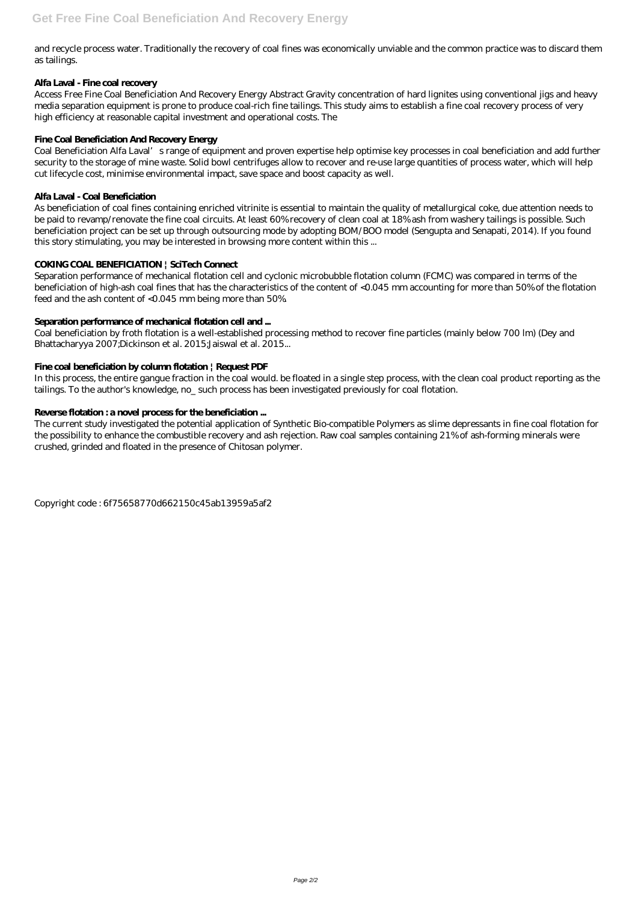and recycle process water. Traditionally the recovery of coal fines was economically unviable and the common practice was to discard them as tailings.

**Alfa Laval - Fine coal recovery**

Access Free Fine Coal Beneficiation And Recovery Energy Abstract Gravity concentration of hard lignites using conventional jigs and heavy media separation equipment is prone to produce coal-rich fine tailings. This study aims to establish a fine coal recovery process of very high efficiency at reasonable capital investment and operational costs. The

**Fine Coal Beneficiation And Recovery Energy**

Coal Beneficiation Alfa Laval' s range of equipment and proven expertise help optimise key processes in coal beneficiation and add further security to the storage of mine waste. Solid bowl centrifuges allow to recover and re-use large quantities of process water, which will help cut lifecycle cost, minimise environmental impact, save space and boost capacity as well.

**Alfa Laval - Coal Beneficiation**

As beneficiation of coal fines containing enriched vitrinite is essential to maintain the quality of metallurgical coke, due attention needs to be paid to revamp/renovate the fine coal circuits. At least 60% recovery of clean coal at 18% ash from washery tailings is possible. Such beneficiation project can be set up through outsourcing mode by adopting BOM/BOO model (Sengupta and Senapati, 2014). If you found this story stimulating, you may be interested in browsing more content within this ...

**COKING COAL BENEFICIATION | SciTech Connect**

Separation performance of mechanical flotation cell and cyclonic microbubble flotation column (FCMC) was compared in terms of the beneficiation of high-ash coal fines that has the characteristics of the content of <0.045 mm accounting for more than 50% of the flotation feed and the ash content of <0.045 mm being more than 50%.

**Separation performance of mechanical flotation cell and ...**

Coal beneficiation by froth flotation is a well-established processing method to recover fine particles (mainly below 700 lm) (Dey and Bhattacharyya 2007;Dickinson et al. 2015;Jaiswal et al. 2015...

**Fine coal beneficiation by column flotation | Request PDF**

In this process, the entire gangue fraction in the coal would. be floated in a single step process, with the clean coal product reporting as the tailings. To the author's knowledge, no_ such process has been investigated previously for coal flotation.

**Reverse flotation : a novel process for the beneficiation ...**

The current study investigated the potential application of Synthetic Bio-compatible Polymers as slime depressants in fine coal flotation for the possibility to enhance the combustible recovery and ash rejection. Raw coal samples containing 21% of ash-forming minerals were crushed, grinded and floated in the presence of Chitosan polymer.

Copyright code : 6f75658770d662150c45ab13959a5af2